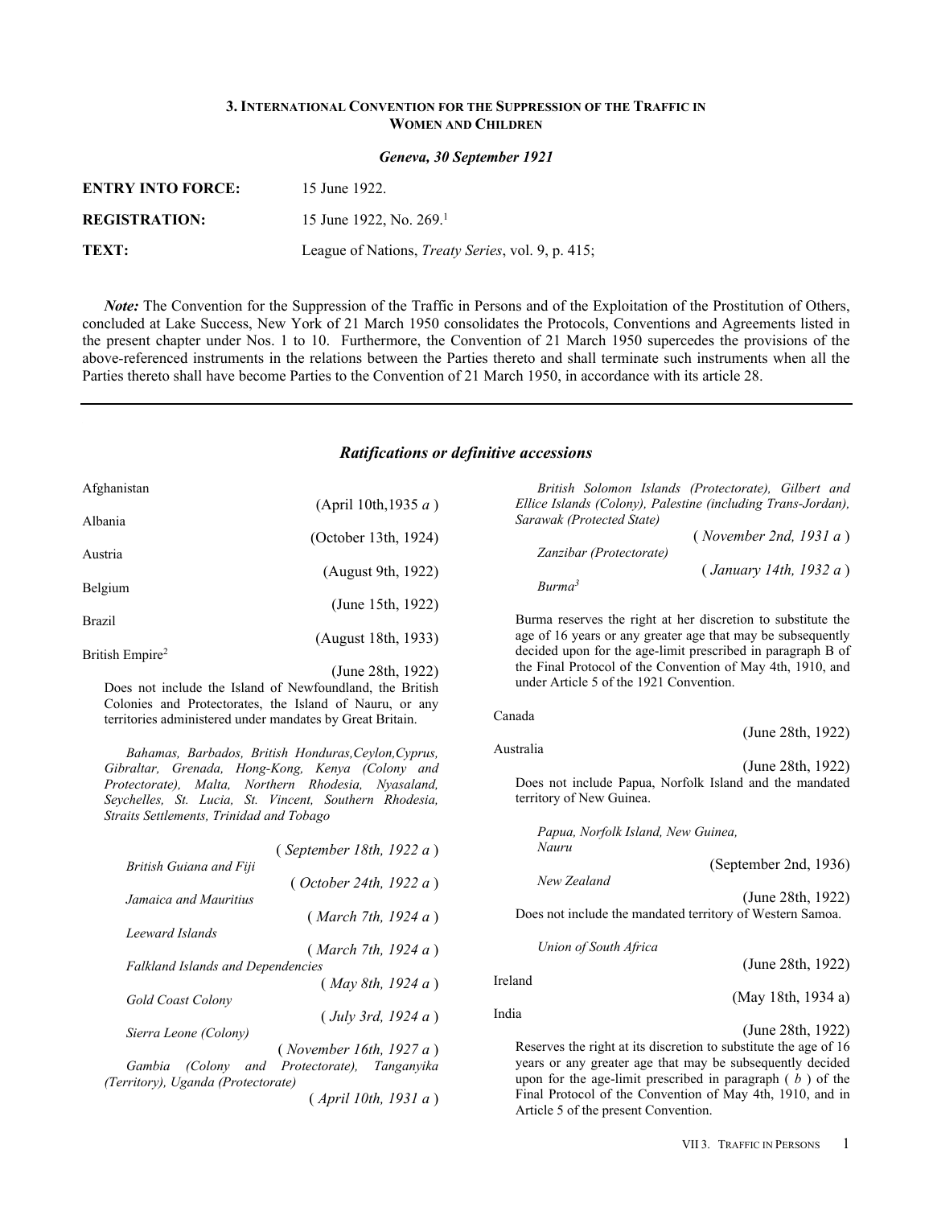### 3. International Convention for the Suppression of the Traffic in Women and Children

***Geneva, 30 September 1921***

**ENTRY INTO FORCE:** 15 June 1922.

**REGISTRATION:** 15 June 1922, No. 269.[1]

**TEXT:** League of Nations, *Treaty Series*, vol. 9, p. 415;

***Note:*** The Convention for the Suppression of the Traffic in Persons and of the Exploitation of the Prostitution of Others, concluded at Lake Success, New York of 21 March 1950 consolidates the Protocols, Conventions and Agreements listed in the present chapter under Nos. 1 to 10. Furthermore, the Convention of 21 March 1950 supercedes the provisions of the above-referenced instruments in the relations between the Parties thereto and shall terminate such instruments when all the Parties thereto shall have become Parties to the Convention of 21 March 1950, in accordance with its article 28.

---

## *Ratifications or definitive accessions*

Afghanistan (April 10th,1935 *a* )

Albania (October 13th, 1924)

Austria (August 9th, 1922)

Belgium (June 15th, 1922)

Brazil (August 18th, 1933)

British Empire[2] (June 28th, 1922)

Does not include the Island of Newfoundland, the British Colonies and Protectorates, the Island of Nauru, or any territories administered under mandates by Great Britain.

*Bahamas, Barbados, British Honduras,Ceylon,Cyprus, Gibraltar, Grenada, Hong-Kong, Kenya (Colony and Protectorate), Malta, Northern Rhodesia, Nyasaland, Seychelles, St. Lucia, St. Vincent, Southern Rhodesia, Straits Settlements, Trinidad and Tobago* ( *September 18th, 1922 a* )

*British Guiana and Fiji* ( *October 24th, 1922 a* )

*Jamaica and Mauritius* ( *March 7th, 1924 a* )

*Leeward Islands* ( *March 7th, 1924 a* )

*Falkland Islands and Dependencies* ( *May 8th, 1924 a* )

*Gold Coast Colony* ( *July 3rd, 1924 a* )

*Sierra Leone (Colony)* ( *November 16th, 1927 a* )

*Gambia (Colony and Protectorate), Tanganyika (Territory), Uganda (Protectorate)* ( *April 10th, 1931 a* )

*British Solomon Islands (Protectorate), Gilbert and Ellice Islands (Colony), Palestine (including Trans-Jordan), Sarawak (Protected State)* ( *November 2nd, 1931 a* )

*Zanzibar (Protectorate)* ( *January 14th, 1932 a* )

*Burma*[3]

Burma reserves the right at her discretion to substitute the age of 16 years or any greater age that may be subsequently decided upon for the age-limit prescribed in paragraph B of the Final Protocol of the Convention of May 4th, 1910, and under Article 5 of the 1921 Convention.

Canada (June 28th, 1922)

Australia (June 28th, 1922)

Does not include Papua, Norfolk Island and the mandated territory of New Guinea.

*Papua, Norfolk Island, New Guinea, Nauru* (September 2nd, 1936)

*New Zealand* (June 28th, 1922)

Does not include the mandated territory of Western Samoa.

*Union of South Africa* (June 28th, 1922)

Ireland (May 18th, 1934 a)

India (June 28th, 1922)

Reserves the right at its discretion to substitute the age of 16 years or any greater age that may be subsequently decided upon for the age-limit prescribed in paragraph ( *b* ) of the Final Protocol of the Convention of May 4th, 1910, and in Article 5 of the present Convention.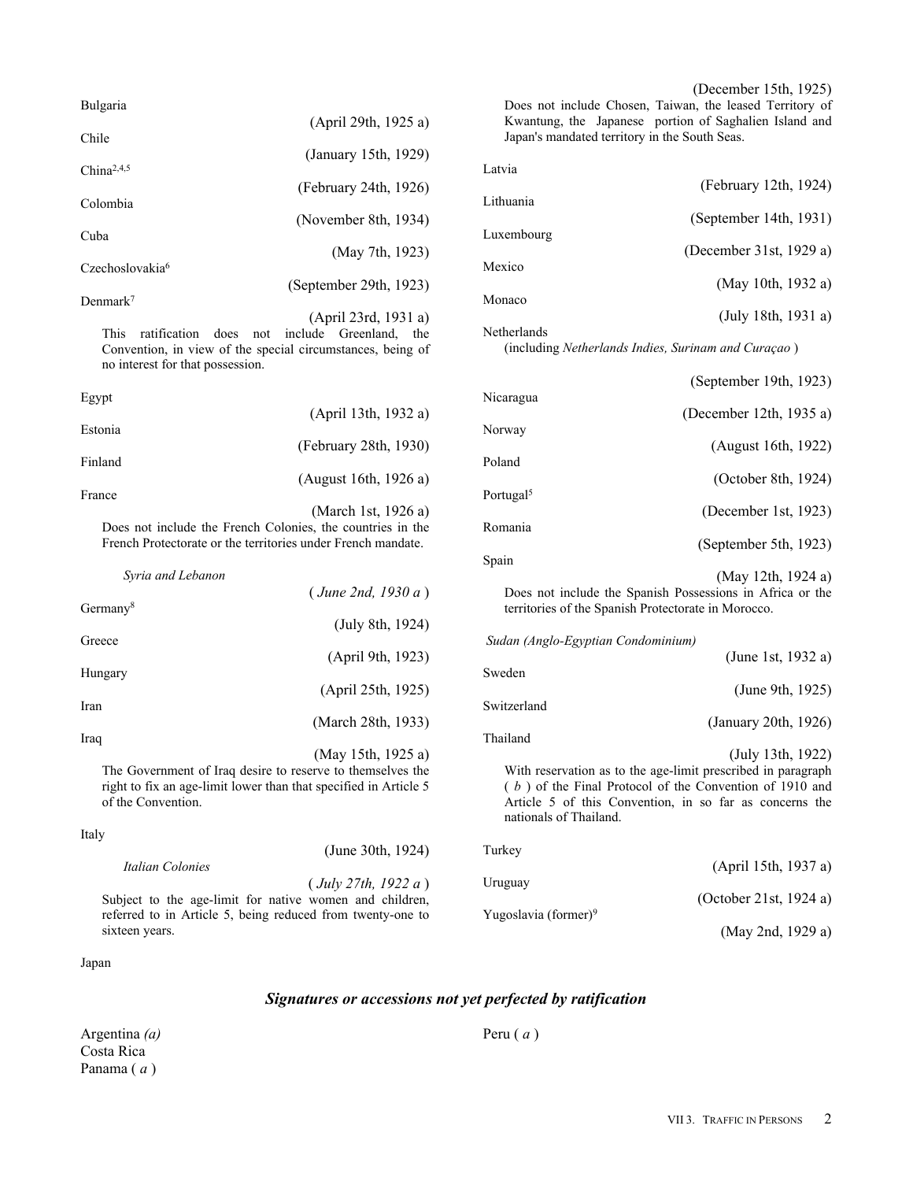Bulgaria

(April 29th, 1925 a)

Chile

(January 15th, 1929)

China[2,4,5]

(February 24th, 1926)

Colombia

(November 8th, 1934)

Cuba

(May 7th, 1923)

Czechoslovakia[6]

(September 29th, 1923)

Denmark[7]

(April 23rd, 1931 a)

This ratification does not include Greenland, the Convention, in view of the special circumstances, being of no interest for that possession.

Egypt

(April 13th, 1932 a)

Estonia

(February 28th, 1930)

Finland

(August 16th, 1926 a)

France

(March 1st, 1926 a)

Does not include the French Colonies, the countries in the French Protectorate or the territories under French mandate.

*Syria and Lebanon*

(*June 2nd, 1930 a*)

Germany[8]

(July 8th, 1924)

Greece

(April 9th, 1923)

Hungary

(April 25th, 1925)

Iran

(March 28th, 1933)

Iraq

(May 15th, 1925 a)

The Government of Iraq desire to reserve to themselves the right to fix an age-limit lower than that specified in Article 5 of the Convention.

Italy

(June 30th, 1924)

*Italian Colonies*

(*July 27th, 1922 a*)

Subject to the age-limit for native women and children, referred to in Article 5, being reduced from twenty-one to sixteen years.

Japan

(December 15th, 1925)

Does not include Chosen, Taiwan, the leased Territory of Kwantung, the Japanese portion of Saghalien Island and Japan's mandated territory in the South Seas.

Latvia

(February 12th, 1924)

Lithuania

(September 14th, 1931)

Luxembourg

(December 31st, 1929 a)

Mexico

(May 10th, 1932 a)

Monaco

(July 18th, 1931 a)

Netherlands

(including *Netherlands Indies, Surinam and Curaçao*)

(September 19th, 1923)

Nicaragua

(December 12th, 1935 a)

Norway

(August 16th, 1922)

Poland

(October 8th, 1924)

Portugal[5]

(December 1st, 1923)

Romania

(September 5th, 1923)

Spain

(May 12th, 1924 a)

Does not include the Spanish Possessions in Africa or the territories of the Spanish Protectorate in Morocco.

*Sudan (Anglo-Egyptian Condominium)*

(June 1st, 1932 a)

Sweden

(June 9th, 1925)

Switzerland

(January 20th, 1926)

Thailand

(July 13th, 1922)

With reservation as to the age-limit prescribed in paragraph (*b*) of the Final Protocol of the Convention of 1910 and Article 5 of this Convention, in so far as concerns the nationals of Thailand.

Turkey

(April 15th, 1937 a)

Uruguay

(October 21st, 1924 a)

Yugoslavia (former)[9]

(May 2nd, 1929 a)

## *Signatures or accessions not yet perfected by ratification*

Argentina *(a)*
Costa Rica
Panama (*a*)
Peru (*a*)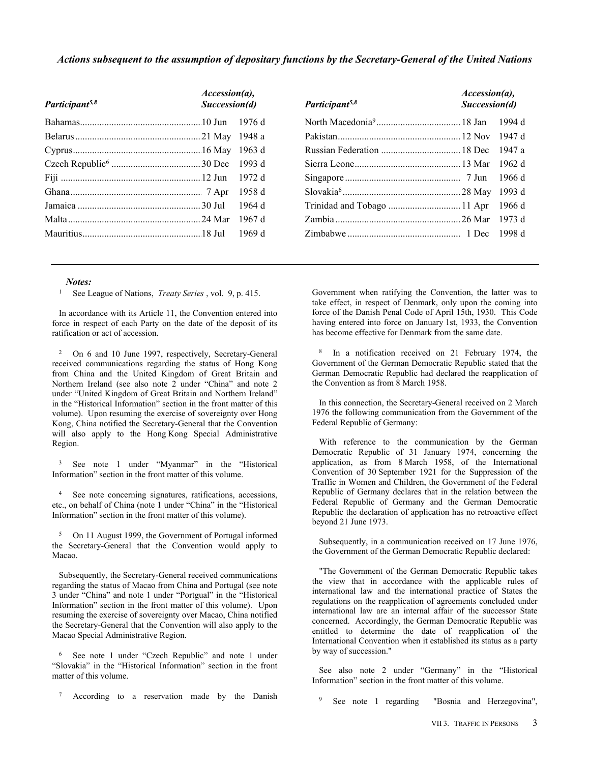*Actions subsequent to the assumption of depositary functions by the Secretary-General of the United Nations*

| *Participant*[5,8] | *Accession(a), Succession(d)* |
|---|---|
| Bahamas | 10 Jun 1976 d |
| Belarus | 21 May 1948 a |
| Cyprus | 16 May 1963 d |
| Czech Republic[6] | 30 Dec 1993 d |
| Fiji | 12 Jun 1972 d |
| Ghana | 7 Apr 1958 d |
| Jamaica | 30 Jul 1964 d |
| Malta | 24 Mar 1967 d |
| Mauritius | 18 Jul 1969 d |
| North Macedonia[9] | 18 Jan 1994 d |
| Pakistan | 12 Nov 1947 d |
| Russian Federation | 18 Dec 1947 a |
| Sierra Leone | 13 Mar 1962 d |
| Singapore | 7 Jun 1966 d |
| Slovakia[6] | 28 May 1993 d |
| Trinidad and Tobago | 11 Apr 1966 d |
| Zambia | 26 Mar 1973 d |
| Zimbabwe | 1 Dec 1998 d |

***Notes:***

[1] See League of Nations, *Treaty Series* , vol. 9, p. 415.

In accordance with its Article 11, the Convention entered into force in respect of each Party on the date of the deposit of its ratification or act of accession.

[2] On 6 and 10 June 1997, respectively, Secretary-General received communications regarding the status of Hong Kong from China and the United Kingdom of Great Britain and Northern Ireland (see also note 2 under "China" and note 2 under "United Kingdom of Great Britain and Northern Ireland" in the "Historical Information" section in the front matter of this volume). Upon resuming the exercise of sovereignty over Hong Kong, China notified the Secretary-General that the Convention will also apply to the Hong Kong Special Administrative Region.

[3] See note 1 under "Myanmar" in the "Historical Information" section in the front matter of this volume.

[4] See note concerning signatures, ratifications, accessions, etc., on behalf of China (note 1 under "China" in the "Historical Information" section in the front matter of this volume).

[5] On 11 August 1999, the Government of Portugal informed the Secretary-General that the Convention would apply to Macao.

Subsequently, the Secretary-General received communications regarding the status of Macao from China and Portugal (see note 3 under "China" and note 1 under "Portgual" in the "Historical Information" section in the front matter of this volume). Upon resuming the exercise of sovereignty over Macao, China notified the Secretary-General that the Convention will also apply to the Macao Special Administrative Region.

[6] See note 1 under "Czech Republic" and note 1 under "Slovakia" in the "Historical Information" section in the front matter of this volume.

[7] According to a reservation made by the Danish Government when ratifying the Convention, the latter was to take effect, in respect of Denmark, only upon the coming into force of the Danish Penal Code of April 15th, 1930. This Code having entered into force on January 1st, 1933, the Convention has become effective for Denmark from the same date.

[8] In a notification received on 21 February 1974, the Government of the German Democratic Republic stated that the German Democratic Republic had declared the reapplication of the Convention as from 8 March 1958.

In this connection, the Secretary-General received on 2 March 1976 the following communication from the Government of the Federal Republic of Germany:

With reference to the communication by the German Democratic Republic of 31 January 1974, concerning the application, as from 8 March 1958, of the International Convention of 30 September 1921 for the Suppression of the Traffic in Women and Children, the Government of the Federal Republic of Germany declares that in the relation between the Federal Republic of Germany and the German Democratic Republic the declaration of application has no retroactive effect beyond 21 June 1973.

Subsequently, in a communication received on 17 June 1976, the Government of the German Democratic Republic declared:

"The Government of the German Democratic Republic takes the view that in accordance with the applicable rules of international law and the international practice of States the regulations on the reapplication of agreements concluded under international law are an internal affair of the successor State concerned. Accordingly, the German Democratic Republic was entitled to determine the date of reapplication of the International Convention when it established its status as a party by way of succession."

See also note 2 under "Germany" in the "Historical Information" section in the front matter of this volume.

[9] See note 1 regarding "Bosnia and Herzegovina",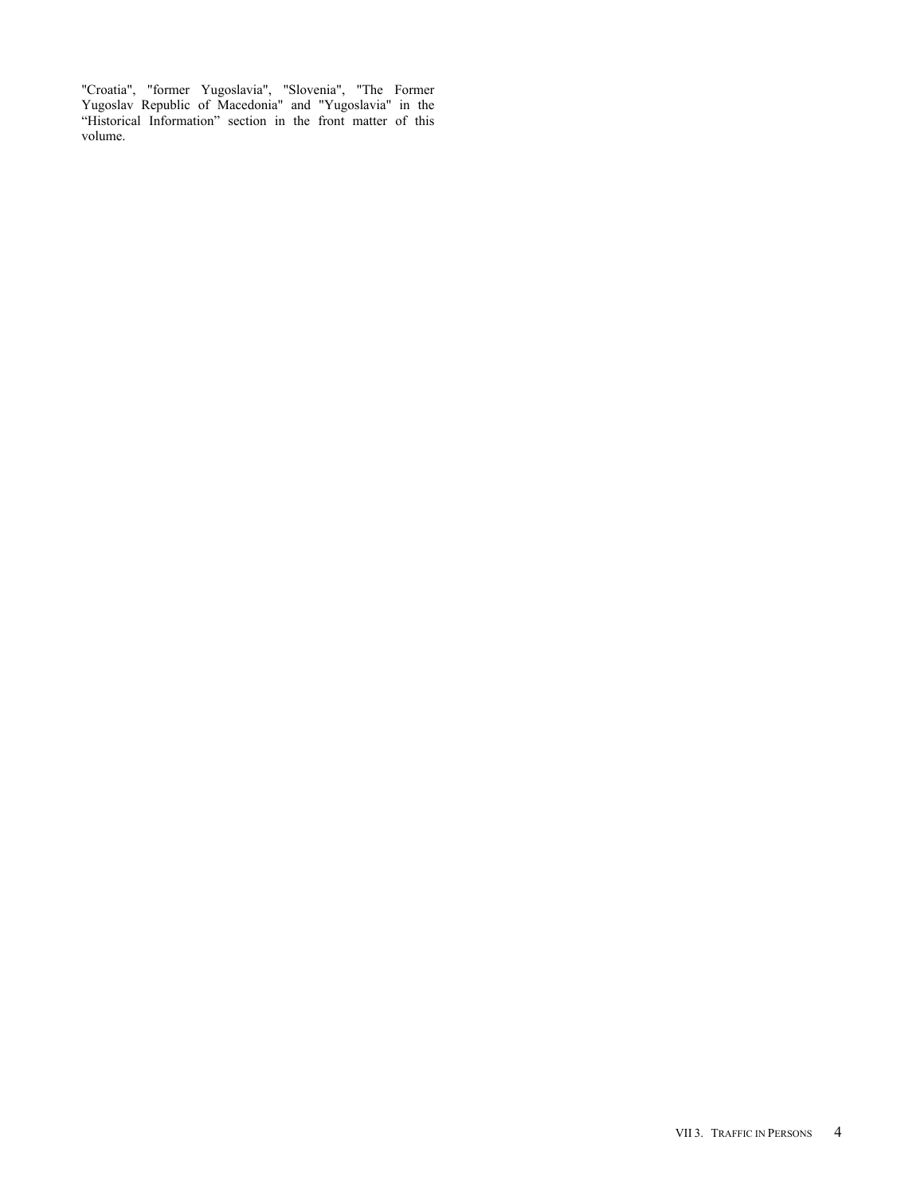"Croatia", "former Yugoslavia", "Slovenia", "The Former Yugoslav Republic of Macedonia" and "Yugoslavia" in the "Historical Information" section in the front matter of this volume.